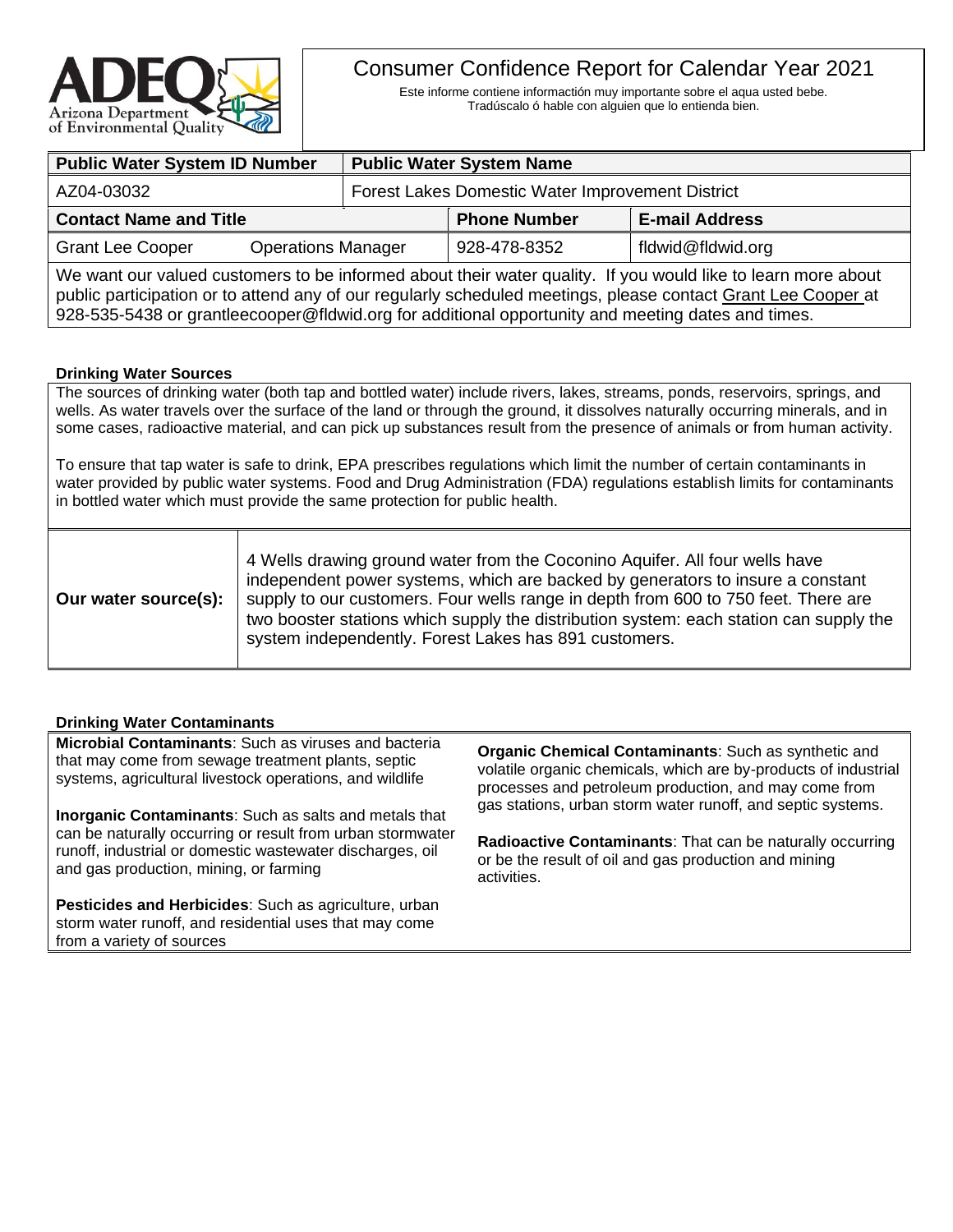# Consumer Confidence Report for Calendar Year 2021

Este informe contiene informactión muy importante sobre el aqua usted bebe.
Tradúscalo ó hable con alguien que lo entienda bien.

| Public Water System ID Number | Public Water System Name | | |
|---|---|---|---|
| AZ04-03032 | Forest Lakes Domestic Water Improvement District | | |
| **Contact Name and Title** | | **Phone Number** | **E-mail Address** |
| Grant Lee Cooper Operations Manager | | 928-478-8352 | fldwid@fldwid.org |

We want our valued customers to be informed about their water quality. If you would like to learn more about public participation or to attend any of our regularly scheduled meetings, please contact Grant Lee Cooper at 928-535-5438 or grantleecooper@fldwid.org for additional opportunity and meeting dates and times.

### Drinking Water Sources

The sources of drinking water (both tap and bottled water) include rivers, lakes, streams, ponds, reservoirs, springs, and wells. As water travels over the surface of the land or through the ground, it dissolves naturally occurring minerals, and in some cases, radioactive material, and can pick up substances result from the presence of animals or from human activity.

To ensure that tap water is safe to drink, EPA prescribes regulations which limit the number of certain contaminants in water provided by public water systems. Food and Drug Administration (FDA) regulations establish limits for contaminants in bottled water which must provide the same protection for public health.

**Our water source(s):** 4 Wells drawing ground water from the Coconino Aquifer. All four wells have independent power systems, which are backed by generators to insure a constant supply to our customers. Four wells range in depth from 600 to 750 feet. There are two booster stations which supply the distribution system: each station can supply the system independently. Forest Lakes has 891 customers.

### Drinking Water Contaminants

**Microbial Contaminants**: Such as viruses and bacteria that may come from sewage treatment plants, septic systems, agricultural livestock operations, and wildlife

**Inorganic Contaminants**: Such as salts and metals that can be naturally occurring or result from urban stormwater runoff, industrial or domestic wastewater discharges, oil and gas production, mining, or farming

**Pesticides and Herbicides**: Such as agriculture, urban storm water runoff, and residential uses that may come from a variety of sources

**Organic Chemical Contaminants**: Such as synthetic and volatile organic chemicals, which are by-products of industrial processes and petroleum production, and may come from gas stations, urban storm water runoff, and septic systems.

**Radioactive Contaminants**: That can be naturally occurring or be the result of oil and gas production and mining activities.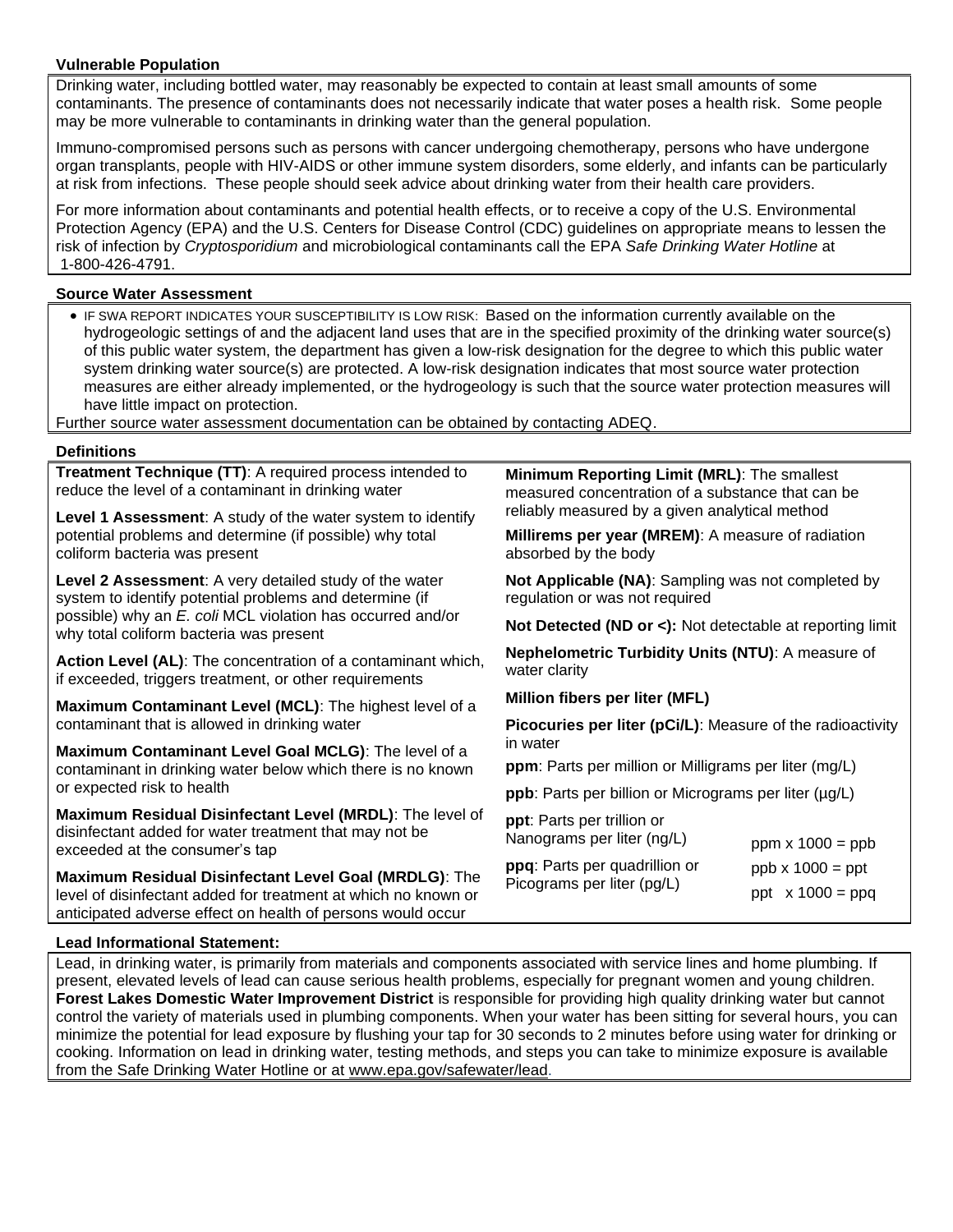## Vulnerable Population

Drinking water, including bottled water, may reasonably be expected to contain at least small amounts of some contaminants. The presence of contaminants does not necessarily indicate that water poses a health risk. Some people may be more vulnerable to contaminants in drinking water than the general population.

Immuno-compromised persons such as persons with cancer undergoing chemotherapy, persons who have undergone organ transplants, people with HIV-AIDS or other immune system disorders, some elderly, and infants can be particularly at risk from infections. These people should seek advice about drinking water from their health care providers.

For more information about contaminants and potential health effects, or to receive a copy of the U.S. Environmental Protection Agency (EPA) and the U.S. Centers for Disease Control (CDC) guidelines on appropriate means to lessen the risk of infection by *Cryptosporidium* and microbiological contaminants call the EPA *Safe Drinking Water Hotline* at 1-800-426-4791.

## Source Water Assessment

- IF SWA REPORT INDICATES YOUR SUSCEPTIBILITY IS LOW RISK: Based on the information currently available on the hydrogeologic settings of and the adjacent land uses that are in the specified proximity of the drinking water source(s) of this public water system, the department has given a low-risk designation for the degree to which this public water system drinking water source(s) are protected. A low-risk designation indicates that most source water protection measures are either already implemented, or the hydrogeology is such that the source water protection measures will have little impact on protection.

Further source water assessment documentation can be obtained by contacting ADEQ.

## Definitions

**Treatment Technique (TT)**: A required process intended to reduce the level of a contaminant in drinking water

**Level 1 Assessment**: A study of the water system to identify potential problems and determine (if possible) why total coliform bacteria was present

**Level 2 Assessment**: A very detailed study of the water system to identify potential problems and determine (if possible) why an *E. coli* MCL violation has occurred and/or why total coliform bacteria was present

**Action Level (AL)**: The concentration of a contaminant which, if exceeded, triggers treatment, or other requirements

**Maximum Contaminant Level (MCL)**: The highest level of a contaminant that is allowed in drinking water

**Maximum Contaminant Level Goal MCLG)**: The level of a contaminant in drinking water below which there is no known or expected risk to health

**Maximum Residual Disinfectant Level (MRDL)**: The level of disinfectant added for water treatment that may not be exceeded at the consumer's tap

**Maximum Residual Disinfectant Level Goal (MRDLG)**: The level of disinfectant added for treatment at which no known or anticipated adverse effect on health of persons would occur

**Minimum Reporting Limit (MRL)**: The smallest measured concentration of a substance that can be reliably measured by a given analytical method

**Millirems per year (MREM)**: A measure of radiation absorbed by the body

**Not Applicable (NA)**: Sampling was not completed by regulation or was not required

**Not Detected (ND or <):** Not detectable at reporting limit

**Nephelometric Turbidity Units (NTU)**: A measure of water clarity

**Million fibers per liter (MFL)**

**Picocuries per liter (pCi/L)**: Measure of the radioactivity in water

**ppm**: Parts per million or Milligrams per liter (mg/L)

**ppb**: Parts per billion or Micrograms per liter (µg/L)

**ppt**: Parts per trillion or Nanograms per liter (ng/L)

**ppq**: Parts per quadrillion or Picograms per liter (pg/L)

ppm x 1000 = ppb

ppb x 1000 = ppt

ppt x 1000 = ppq

## Lead Informational Statement:

Lead, in drinking water, is primarily from materials and components associated with service lines and home plumbing. If present, elevated levels of lead can cause serious health problems, especially for pregnant women and young children. **Forest Lakes Domestic Water Improvement District** is responsible for providing high quality drinking water but cannot control the variety of materials used in plumbing components. When your water has been sitting for several hours, you can minimize the potential for lead exposure by flushing your tap for 30 seconds to 2 minutes before using water for drinking or cooking. Information on lead in drinking water, testing methods, and steps you can take to minimize exposure is available from the Safe Drinking Water Hotline or at www.epa.gov/safewater/lead.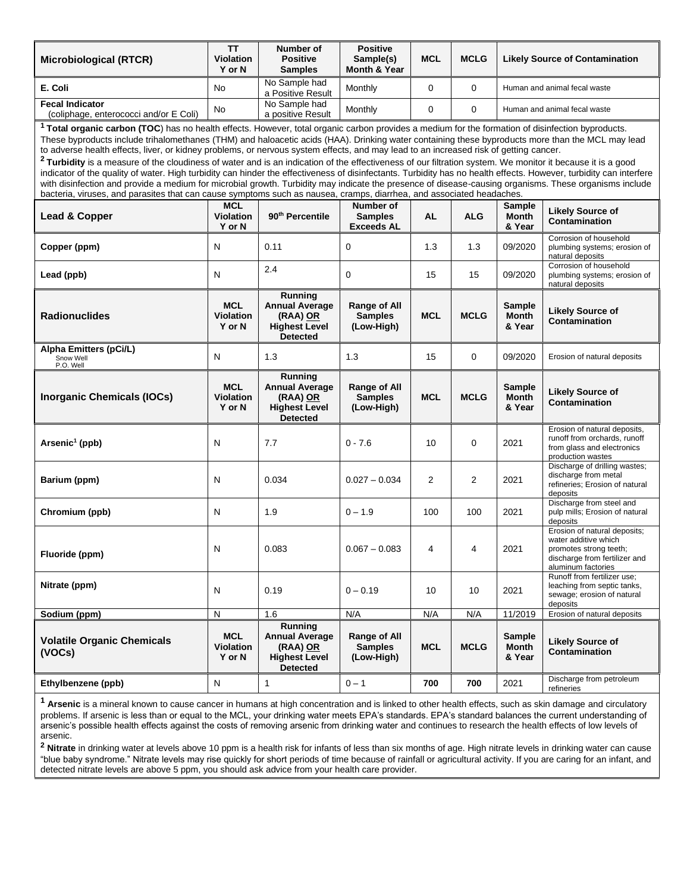| Microbiological (RTCR) | TT Violation Y or N | Number of Positive Samples | Positive Sample(s) Month & Year | MCL | MCLG | Likely Source of Contamination |
|---|---|---|---|---|---|---|
| **E. Coli** | No | No Sample had a Positive Result | Monthly | 0 | 0 | Human and animal fecal waste |
| **Fecal Indicator** (coliphage, enterococci and/or E Coli) | No | No Sample had a positive Result | Monthly | 0 | 0 | Human and animal fecal waste |

[1] **Total organic carbon (TOC**) has no health effects. However, total organic carbon provides a medium for the formation of disinfection byproducts. These byproducts include trihalomethanes (THM) and haloacetic acids (HAA). Drinking water containing these byproducts more than the MCL may lead to adverse health effects, liver, or kidney problems, or nervous system effects, and may lead to an increased risk of getting cancer.

[2] **Turbidity** is a measure of the cloudiness of water and is an indication of the effectiveness of our filtration system. We monitor it because it is a good indicator of the quality of water. High turbidity can hinder the effectiveness of disinfectants. Turbidity has no health effects. However, turbidity can interfere with disinfection and provide a medium for microbial growth. Turbidity may indicate the presence of disease-causing organisms. These organisms include bacteria, viruses, and parasites that can cause symptoms such as nausea, cramps, diarrhea, and associated headaches.

| Lead & Copper | MCL Violation Y or N | 90th Percentile | Number of Samples Exceeds AL | AL | ALG | Sample Month & Year | Likely Source of Contamination |
|---|---|---|---|---|---|---|---|
| **Copper (ppm)** | N | 0.11 | 0 | 1.3 | 1.3 | 09/2020 | Corrosion of household plumbing systems; erosion of natural deposits |
| **Lead (ppb)** | N | 2.4 | 0 | 15 | 15 | 09/2020 | Corrosion of household plumbing systems; erosion of natural deposits |

| Radionuclides | MCL Violation Y or N | Running Annual Average (RAA) OR Highest Level Detected | Range of All Samples (Low-High) | MCL | MCLG | Sample Month & Year | Likely Source of Contamination |
|---|---|---|---|---|---|---|---|
| **Alpha Emitters (pCi/L)** Snow Well P.O. Well | N | 1.3 | 1.3 | 15 | 0 | 09/2020 | Erosion of natural deposits |

| Inorganic Chemicals (IOCs) | MCL Violation Y or N | Running Annual Average (RAA) OR Highest Level Detected | Range of All Samples (Low-High) | MCL | MCLG | Sample Month & Year | Likely Source of Contamination |
|---|---|---|---|---|---|---|---|
| **Arsenic[1] (ppb)** | N | 7.7 | 0 - 7.6 | 10 | 0 | 2021 | Erosion of natural deposits, runoff from orchards, runoff from glass and electronics production wastes |
| **Barium (ppm)** | N | 0.034 | 0.027 – 0.034 | 2 | 2 | 2021 | Discharge of drilling wastes; discharge from metal refineries; Erosion of natural deposits |
| **Chromium (ppb)** | N | 1.9 | 0 – 1.9 | 100 | 100 | 2021 | Discharge from steel and pulp mills; Erosion of natural deposits |
| **Fluoride (ppm)** | N | 0.083 | 0.067 – 0.083 | 4 | 4 | 2021 | Erosion of natural deposits; water additive which promotes strong teeth; discharge from fertilizer and aluminum factories |
| **Nitrate (ppm)** | N | 0.19 | 0 – 0.19 | 10 | 10 | 2021 | Runoff from fertilizer use; leaching from septic tanks, sewage; erosion of natural deposits |
| **Sodium (ppm)** | N | 1.6 | N/A | N/A | N/A | 11/2019 | Erosion of natural deposits |

| Volatile Organic Chemicals (VOCs) | MCL Violation Y or N | Running Annual Average (RAA) OR Highest Level Detected | Range of All Samples (Low-High) | MCL | MCLG | Sample Month & Year | Likely Source of Contamination |
|---|---|---|---|---|---|---|---|
| **Ethylbenzene (ppb)** | N | 1 | 0 – 1 | **700** | **700** | 2021 | Discharge from petroleum refineries |

[1] **Arsenic** is a mineral known to cause cancer in humans at high concentration and is linked to other health effects, such as skin damage and circulatory problems. If arsenic is less than or equal to the MCL, your drinking water meets EPA's standards. EPA's standard balances the current understanding of arsenic's possible health effects against the costs of removing arsenic from drinking water and continues to research the health effects of low levels of arsenic.

[2] **Nitrate** in drinking water at levels above 10 ppm is a health risk for infants of less than six months of age. High nitrate levels in drinking water can cause "blue baby syndrome." Nitrate levels may rise quickly for short periods of time because of rainfall or agricultural activity. If you are caring for an infant, and detected nitrate levels are above 5 ppm, you should ask advice from your health care provider.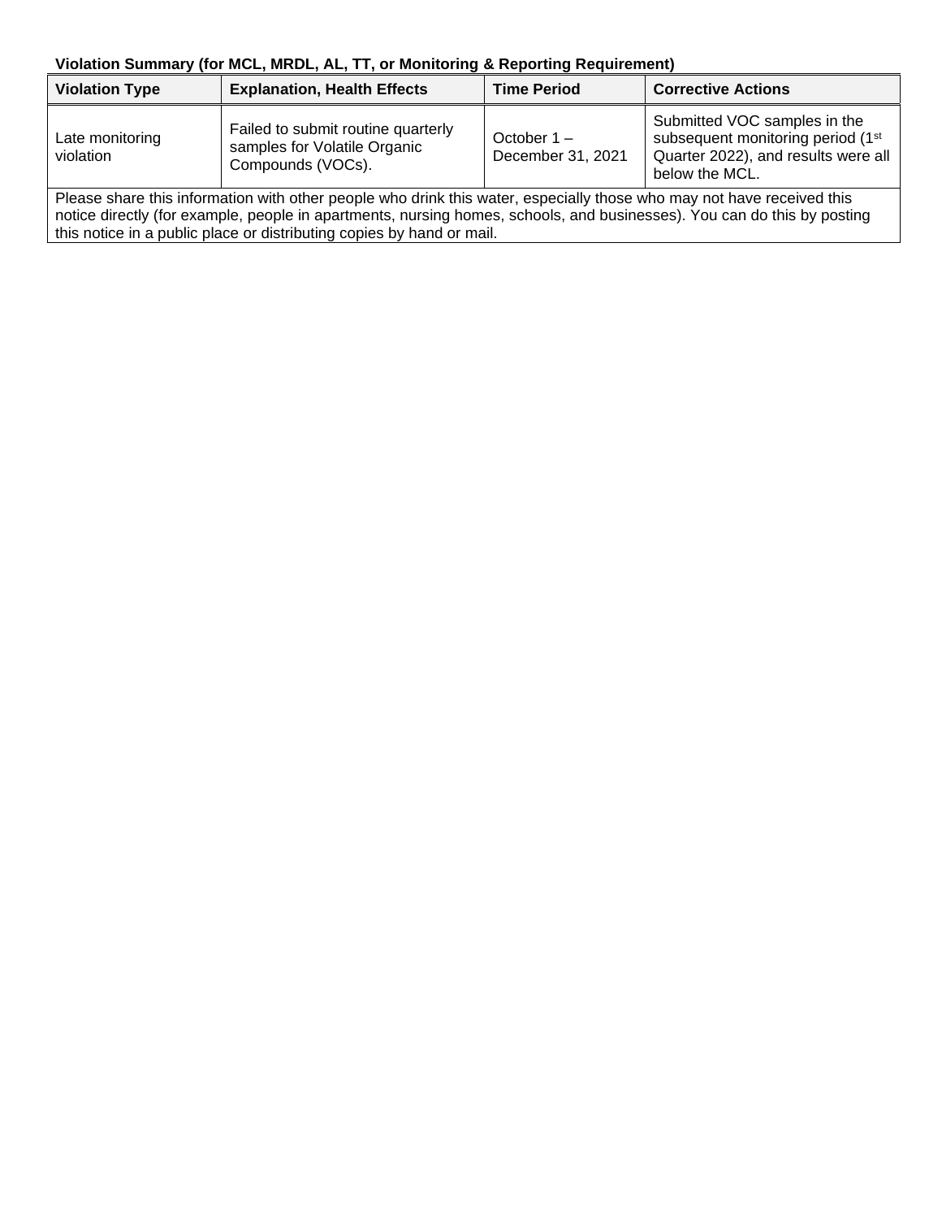**Violation Summary (for MCL, MRDL, AL, TT, or Monitoring & Reporting Requirement)**

| Violation Type | Explanation, Health Effects | Time Period | Corrective Actions |
|---|---|---|---|
| Late monitoring violation | Failed to submit routine quarterly samples for Volatile Organic Compounds (VOCs). | October 1 – December 31, 2021 | Submitted VOC samples in the subsequent monitoring period (1st Quarter 2022), and results were all below the MCL. |
| Please share this information with other people who drink this water, especially those who may not have received this notice directly (for example, people in apartments, nursing homes, schools, and businesses). You can do this by posting this notice in a public place or distributing copies by hand or mail. | | | |